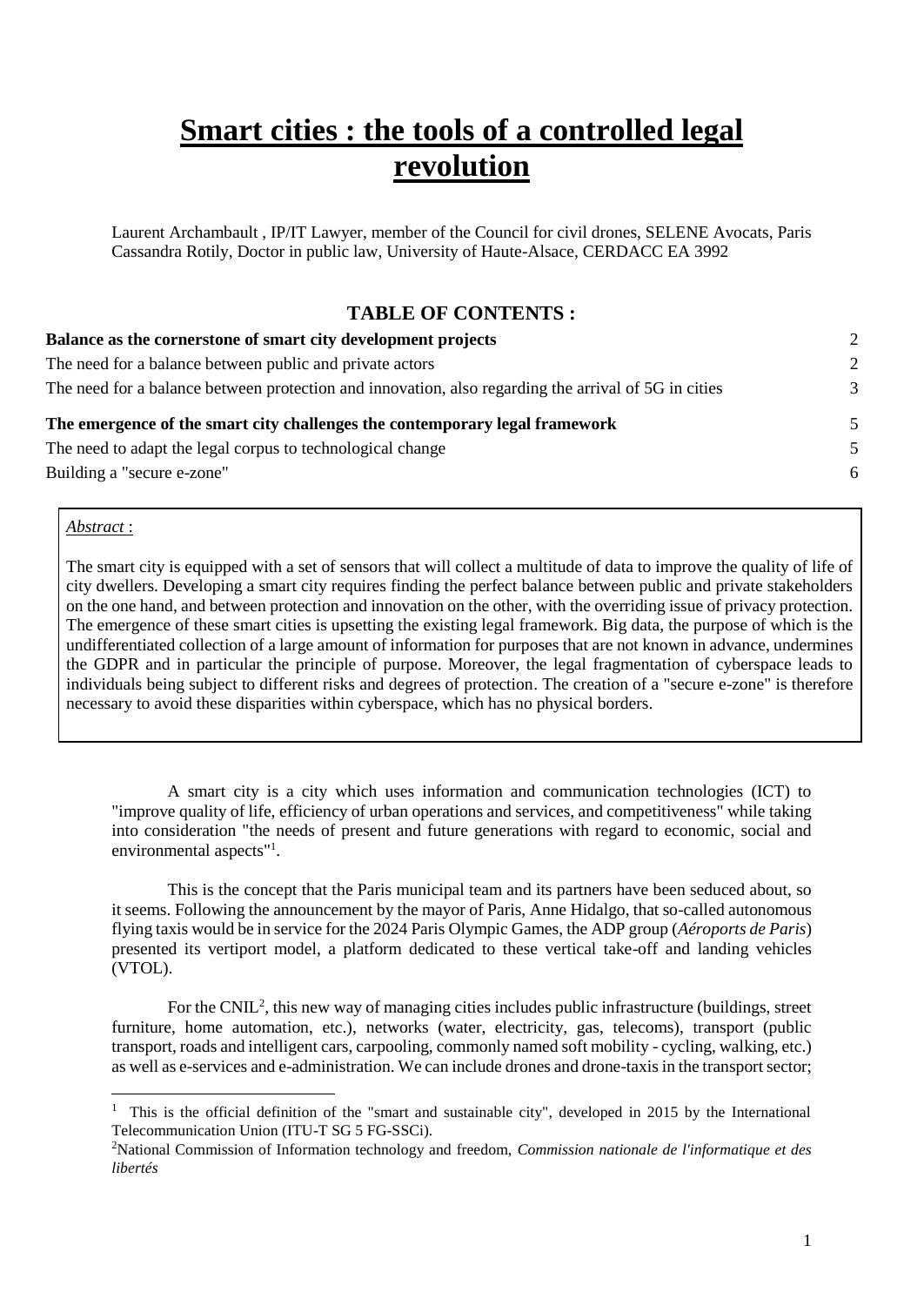# Smart cities : the tools of a controlled legal revolution

Laurent Archambault , IP/IT Lawyer, member of the Council for civil drones, SELENE Avocats, Paris
Cassandra Rotily, Doctor in public law, University of Haute-Alsace, CERDACC EA 3992

## TABLE OF CONTENTS :

**Balance as the cornerstone of smart city development projects** 2
The need for a balance between public and private actors 2
The need for a balance between protection and innovation, also regarding the arrival of 5G in cities 3

**The emergence of the smart city challenges the contemporary legal framework** 5
The need to adapt the legal corpus to technological change 5
Building a "secure e-zone" 6

*Abstract* :

The smart city is equipped with a set of sensors that will collect a multitude of data to improve the quality of life of city dwellers. Developing a smart city requires finding the perfect balance between public and private stakeholders on the one hand, and between protection and innovation on the other, with the overriding issue of privacy protection. The emergence of these smart cities is upsetting the existing legal framework. Big data, the purpose of which is the undifferentiated collection of a large amount of information for purposes that are not known in advance, undermines the GDPR and in particular the principle of purpose. Moreover, the legal fragmentation of cyberspace leads to individuals being subject to different risks and degrees of protection. The creation of a "secure e-zone" is therefore necessary to avoid these disparities within cyberspace, which has no physical borders.

A smart city is a city which uses information and communication technologies (ICT) to "improve quality of life, efficiency of urban operations and services, and competitiveness" while taking into consideration "the needs of present and future generations with regard to economic, social and environmental aspects"[1].

This is the concept that the Paris municipal team and its partners have been seduced about, so it seems. Following the announcement by the mayor of Paris, Anne Hidalgo, that so-called autonomous flying taxis would be in service for the 2024 Paris Olympic Games, the ADP group (*Aéroports de Paris*) presented its vertiport model, a platform dedicated to these vertical take-off and landing vehicles (VTOL).

For the CNIL[2], this new way of managing cities includes public infrastructure (buildings, street furniture, home automation, etc.), networks (water, electricity, gas, telecoms), transport (public transport, roads and intelligent cars, carpooling, commonly named soft mobility - cycling, walking, etc.) as well as e-services and e-administration. We can include drones and drone-taxis in the transport sector;

---

[1] This is the official definition of the "smart and sustainable city", developed in 2015 by the International Telecommunication Union (ITU-T SG 5 FG-SSCi).

[2] National Commission of Information technology and freedom, *Commission nationale de l'informatique et des libertés*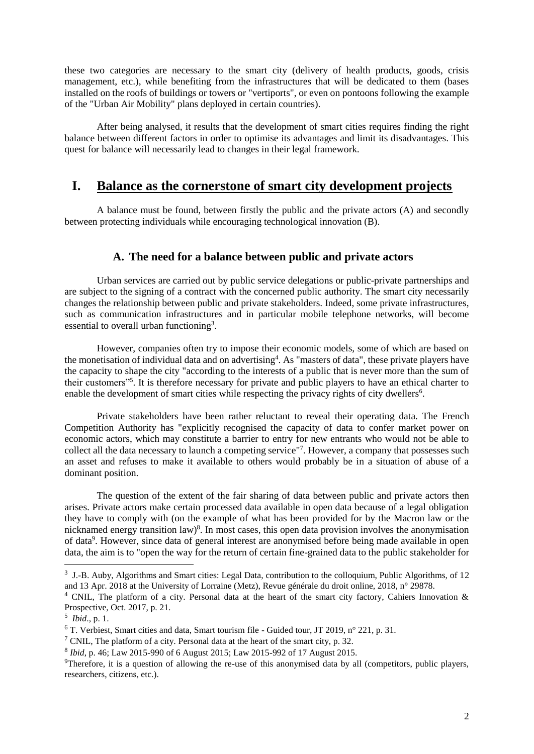these two categories are necessary to the smart city (delivery of health products, goods, crisis management, etc.), while benefiting from the infrastructures that will be dedicated to them (bases installed on the roofs of buildings or towers or "vertiports", or even on pontoons following the example of the "Urban Air Mobility" plans deployed in certain countries).

After being analysed, it results that the development of smart cities requires finding the right balance between different factors in order to optimise its advantages and limit its disadvantages. This quest for balance will necessarily lead to changes in their legal framework.

# I. Balance as the cornerstone of smart city development projects

A balance must be found, between firstly the public and the private actors (A) and secondly between protecting individuals while encouraging technological innovation (B).

## A. The need for a balance between public and private actors

Urban services are carried out by public service delegations or public-private partnerships and are subject to the signing of a contract with the concerned public authority. The smart city necessarily changes the relationship between public and private stakeholders. Indeed, some private infrastructures, such as communication infrastructures and in particular mobile telephone networks, will become essential to overall urban functioning[3].

However, companies often try to impose their economic models, some of which are based on the monetisation of individual data and on advertising[4]. As "masters of data", these private players have the capacity to shape the city "according to the interests of a public that is never more than the sum of their customers"[5]. It is therefore necessary for private and public players to have an ethical charter to enable the development of smart cities while respecting the privacy rights of city dwellers[6].

Private stakeholders have been rather reluctant to reveal their operating data. The French Competition Authority has "explicitly recognised the capacity of data to confer market power on economic actors, which may constitute a barrier to entry for new entrants who would not be able to collect all the data necessary to launch a competing service"[7]. However, a company that possesses such an asset and refuses to make it available to others would probably be in a situation of abuse of a dominant position.

The question of the extent of the fair sharing of data between public and private actors then arises. Private actors make certain processed data available in open data because of a legal obligation they have to comply with (on the example of what has been provided for by the Macron law or the nicknamed energy transition law)[8]. In most cases, this open data provision involves the anonymisation of data[9]. However, since data of general interest are anonymised before being made available in open data, the aim is to "open the way for the return of certain fine-grained data to the public stakeholder for

---

[3] J.-B. Auby, Algorithms and Smart cities: Legal Data, contribution to the colloquium, Public Algorithms, of 12 and 13 Apr. 2018 at the University of Lorraine (Metz), Revue générale du droit online, 2018, n° 29878.

[4] CNIL, The platform of a city. Personal data at the heart of the smart city factory, Cahiers Innovation & Prospective, Oct. 2017, p. 21.

[5] *Ibid*., p. 1.

[6] T. Verbiest, Smart cities and data, Smart tourism file - Guided tour, JT 2019, n° 221, p. 31.

[7] CNIL, The platform of a city. Personal data at the heart of the smart city, p. 32.

[8] *Ibid*, p. 46; Law 2015-990 of 6 August 2015; Law 2015-992 of 17 August 2015.

[9] Therefore, it is a question of allowing the re-use of this anonymised data by all (competitors, public players, researchers, citizens, etc.).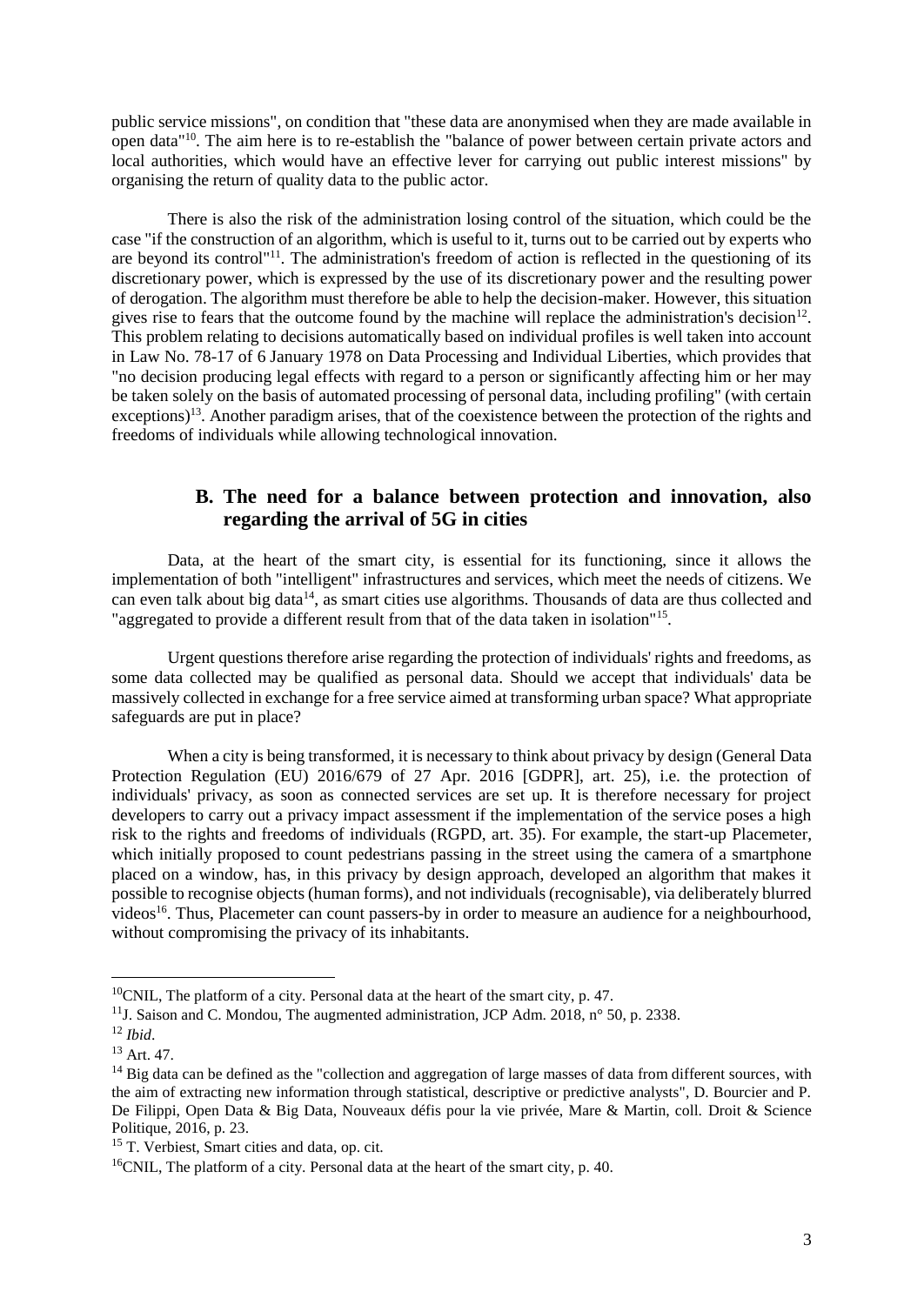public service missions", on condition that "these data are anonymised when they are made available in open data"[10]. The aim here is to re-establish the "balance of power between certain private actors and local authorities, which would have an effective lever for carrying out public interest missions" by organising the return of quality data to the public actor.

There is also the risk of the administration losing control of the situation, which could be the case "if the construction of an algorithm, which is useful to it, turns out to be carried out by experts who are beyond its control"[11]. The administration's freedom of action is reflected in the questioning of its discretionary power, which is expressed by the use of its discretionary power and the resulting power of derogation. The algorithm must therefore be able to help the decision-maker. However, this situation gives rise to fears that the outcome found by the machine will replace the administration's decision[12]. This problem relating to decisions automatically based on individual profiles is well taken into account in Law No. 78-17 of 6 January 1978 on Data Processing and Individual Liberties, which provides that "no decision producing legal effects with regard to a person or significantly affecting him or her may be taken solely on the basis of automated processing of personal data, including profiling" (with certain exceptions)[13]. Another paradigm arises, that of the coexistence between the protection of the rights and freedoms of individuals while allowing technological innovation.

### B. The need for a balance between protection and innovation, also regarding the arrival of 5G in cities

Data, at the heart of the smart city, is essential for its functioning, since it allows the implementation of both "intelligent" infrastructures and services, which meet the needs of citizens. We can even talk about big data[14], as smart cities use algorithms. Thousands of data are thus collected and "aggregated to provide a different result from that of the data taken in isolation"[15].

Urgent questions therefore arise regarding the protection of individuals' rights and freedoms, as some data collected may be qualified as personal data. Should we accept that individuals' data be massively collected in exchange for a free service aimed at transforming urban space? What appropriate safeguards are put in place?

When a city is being transformed, it is necessary to think about privacy by design (General Data Protection Regulation (EU) 2016/679 of 27 Apr. 2016 [GDPR], art. 25), i.e. the protection of individuals' privacy, as soon as connected services are set up. It is therefore necessary for project developers to carry out a privacy impact assessment if the implementation of the service poses a high risk to the rights and freedoms of individuals (RGPD, art. 35). For example, the start-up Placemeter, which initially proposed to count pedestrians passing in the street using the camera of a smartphone placed on a window, has, in this privacy by design approach, developed an algorithm that makes it possible to recognise objects (human forms), and not individuals (recognisable), via deliberately blurred videos[16]. Thus, Placemeter can count passers-by in order to measure an audience for a neighbourhood, without compromising the privacy of its inhabitants.

---

[10] CNIL, The platform of a city. Personal data at the heart of the smart city, p. 47.

[11] J. Saison and C. Mondou, The augmented administration, JCP Adm. 2018, n° 50, p. 2338.

[12] *Ibid*.

[13] Art. 47.

[14] Big data can be defined as the "collection and aggregation of large masses of data from different sources, with the aim of extracting new information through statistical, descriptive or predictive analysts", D. Bourcier and P. De Filippi, Open Data & Big Data, Nouveaux défis pour la vie privée, Mare & Martin, coll. Droit & Science Politique, 2016, p. 23.

[15] T. Verbiest, Smart cities and data, op. cit.

[16] CNIL, The platform of a city. Personal data at the heart of the smart city, p. 40.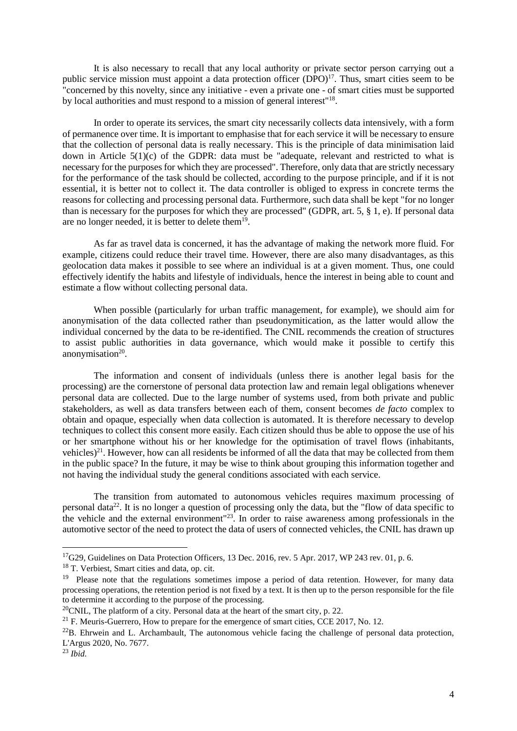It is also necessary to recall that any local authority or private sector person carrying out a public service mission must appoint a data protection officer (DPO)[17]. Thus, smart cities seem to be "concerned by this novelty, since any initiative - even a private one - of smart cities must be supported by local authorities and must respond to a mission of general interest"[18].

In order to operate its services, the smart city necessarily collects data intensively, with a form of permanence over time. It is important to emphasise that for each service it will be necessary to ensure that the collection of personal data is really necessary. This is the principle of data minimisation laid down in Article 5(1)(c) of the GDPR: data must be "adequate, relevant and restricted to what is necessary for the purposes for which they are processed". Therefore, only data that are strictly necessary for the performance of the task should be collected, according to the purpose principle, and if it is not essential, it is better not to collect it. The data controller is obliged to express in concrete terms the reasons for collecting and processing personal data. Furthermore, such data shall be kept "for no longer than is necessary for the purposes for which they are processed" (GDPR, art. 5, § 1, e). If personal data are no longer needed, it is better to delete them[19].

As far as travel data is concerned, it has the advantage of making the network more fluid. For example, citizens could reduce their travel time. However, there are also many disadvantages, as this geolocation data makes it possible to see where an individual is at a given moment. Thus, one could effectively identify the habits and lifestyle of individuals, hence the interest in being able to count and estimate a flow without collecting personal data.

When possible (particularly for urban traffic management, for example), we should aim for anonymisation of the data collected rather than pseudonymitication, as the latter would allow the individual concerned by the data to be re-identified. The CNIL recommends the creation of structures to assist public authorities in data governance, which would make it possible to certify this anonymisation[20].

The information and consent of individuals (unless there is another legal basis for the processing) are the cornerstone of personal data protection law and remain legal obligations whenever personal data are collected. Due to the large number of systems used, from both private and public stakeholders, as well as data transfers between each of them, consent becomes *de facto* complex to obtain and opaque, especially when data collection is automated. It is therefore necessary to develop techniques to collect this consent more easily. Each citizen should thus be able to oppose the use of his or her smartphone without his or her knowledge for the optimisation of travel flows (inhabitants, vehicles)[21]. However, how can all residents be informed of all the data that may be collected from them in the public space? In the future, it may be wise to think about grouping this information together and not having the individual study the general conditions associated with each service.

The transition from automated to autonomous vehicles requires maximum processing of personal data[22]. It is no longer a question of processing only the data, but the "flow of data specific to the vehicle and the external environment"[23]. In order to raise awareness among professionals in the automotive sector of the need to protect the data of users of connected vehicles, the CNIL has drawn up

---

[17] G29, Guidelines on Data Protection Officers, 13 Dec. 2016, rev. 5 Apr. 2017, WP 243 rev. 01, p. 6.

[18] T. Verbiest, Smart cities and data, op. cit.

[19] Please note that the regulations sometimes impose a period of data retention. However, for many data processing operations, the retention period is not fixed by a text. It is then up to the person responsible for the file to determine it according to the purpose of the processing.

[20] CNIL, The platform of a city. Personal data at the heart of the smart city, p. 22.

[21] F. Meuris-Guerrero, How to prepare for the emergence of smart cities, CCE 2017, No. 12.

[22] B. Ehrwein and L. Archambault, The autonomous vehicle facing the challenge of personal data protection, L'Argus 2020, No. 7677.

[23] *Ibid.*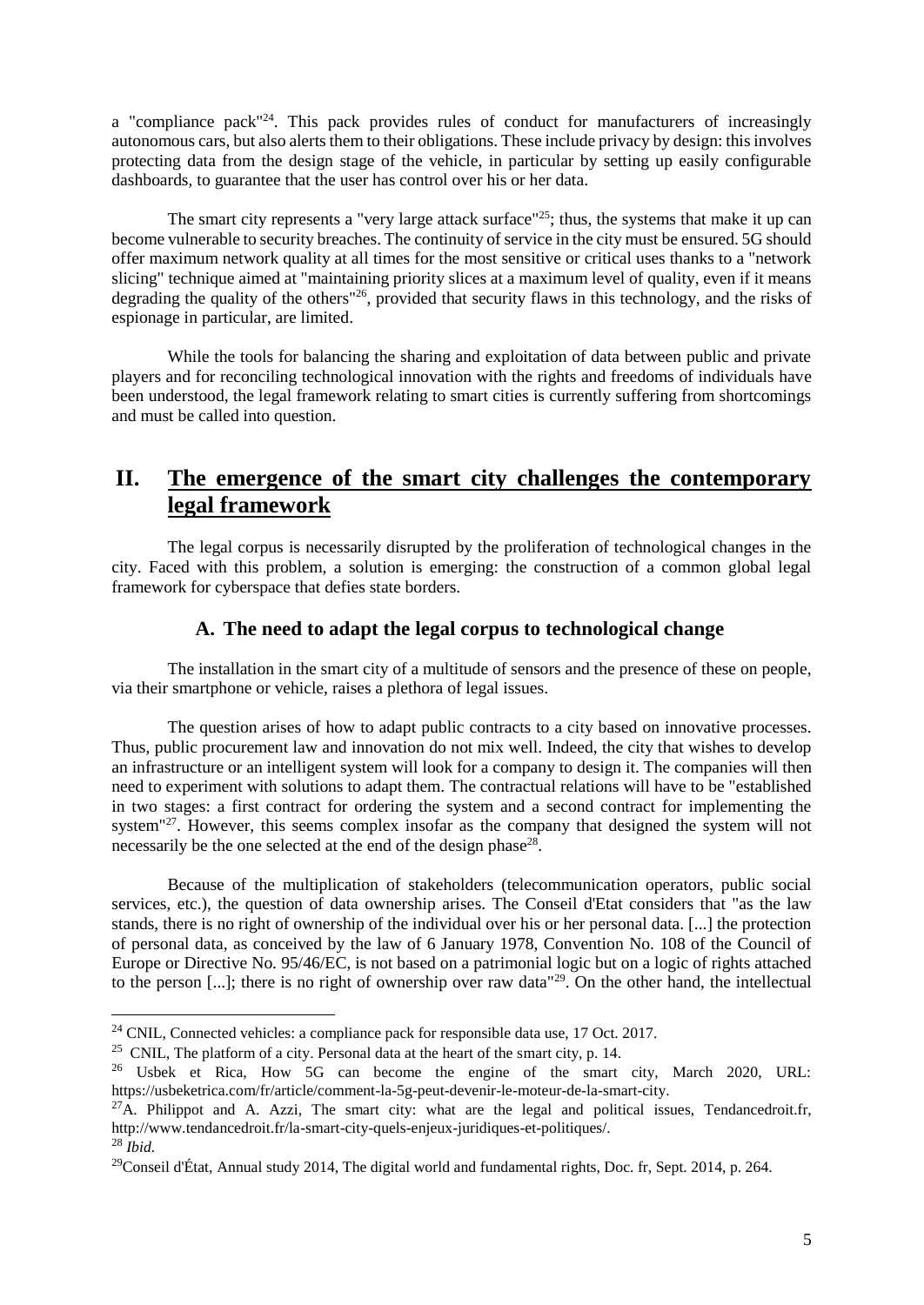a "compliance pack"[24]. This pack provides rules of conduct for manufacturers of increasingly autonomous cars, but also alerts them to their obligations. These include privacy by design: this involves protecting data from the design stage of the vehicle, in particular by setting up easily configurable dashboards, to guarantee that the user has control over his or her data.

The smart city represents a "very large attack surface"[25]; thus, the systems that make it up can become vulnerable to security breaches. The continuity of service in the city must be ensured. 5G should offer maximum network quality at all times for the most sensitive or critical uses thanks to a "network slicing" technique aimed at "maintaining priority slices at a maximum level of quality, even if it means degrading the quality of the others"[26], provided that security flaws in this technology, and the risks of espionage in particular, are limited.

While the tools for balancing the sharing and exploitation of data between public and private players and for reconciling technological innovation with the rights and freedoms of individuals have been understood, the legal framework relating to smart cities is currently suffering from shortcomings and must be called into question.

## II. The emergence of the smart city challenges the contemporary legal framework

The legal corpus is necessarily disrupted by the proliferation of technological changes in the city. Faced with this problem, a solution is emerging: the construction of a common global legal framework for cyberspace that defies state borders.

### A. The need to adapt the legal corpus to technological change

The installation in the smart city of a multitude of sensors and the presence of these on people, via their smartphone or vehicle, raises a plethora of legal issues.

The question arises of how to adapt public contracts to a city based on innovative processes. Thus, public procurement law and innovation do not mix well. Indeed, the city that wishes to develop an infrastructure or an intelligent system will look for a company to design it. The companies will then need to experiment with solutions to adapt them. The contractual relations will have to be "established in two stages: a first contract for ordering the system and a second contract for implementing the system"[27]. However, this seems complex insofar as the company that designed the system will not necessarily be the one selected at the end of the design phase[28].

Because of the multiplication of stakeholders (telecommunication operators, public social services, etc.), the question of data ownership arises. The Conseil d'Etat considers that "as the law stands, there is no right of ownership of the individual over his or her personal data. [...] the protection of personal data, as conceived by the law of 6 January 1978, Convention No. 108 of the Council of Europe or Directive No. 95/46/EC, is not based on a patrimonial logic but on a logic of rights attached to the person [...]; there is no right of ownership over raw data"[29]. On the other hand, the intellectual

---

[24] CNIL, Connected vehicles: a compliance pack for responsible data use, 17 Oct. 2017.

[25] CNIL, The platform of a city. Personal data at the heart of the smart city, p. 14.

[26] Usbek et Rica, How 5G can become the engine of the smart city, March 2020, URL: https://usbeketrica.com/fr/article/comment-la-5g-peut-devenir-le-moteur-de-la-smart-city.

[27] A. Philippot and A. Azzi, The smart city: what are the legal and political issues, Tendancedroit.fr, http://www.tendancedroit.fr/la-smart-city-quels-enjeux-juridiques-et-politiques/.

[28] *Ibid.*

[29] Conseil d'État, Annual study 2014, The digital world and fundamental rights, Doc. fr, Sept. 2014, p. 264.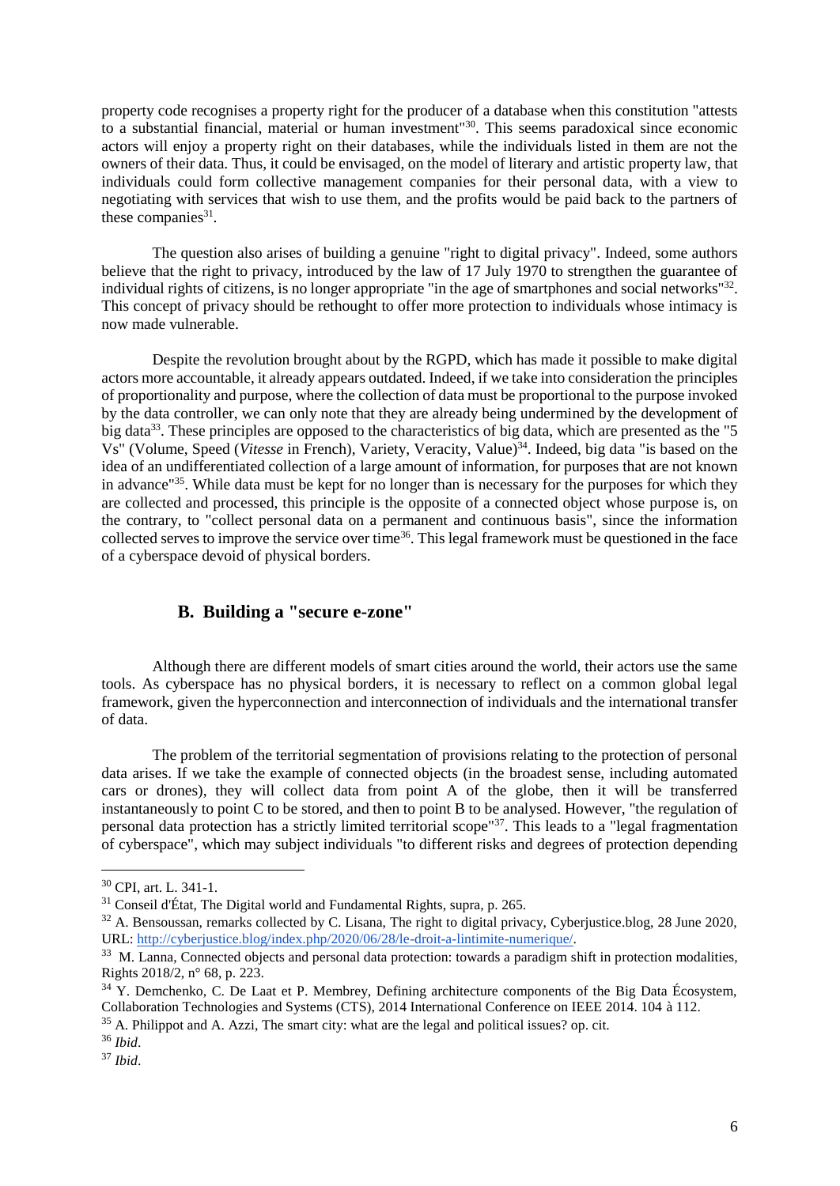property code recognises a property right for the producer of a database when this constitution "attests to a substantial financial, material or human investment"[30]. This seems paradoxical since economic actors will enjoy a property right on their databases, while the individuals listed in them are not the owners of their data. Thus, it could be envisaged, on the model of literary and artistic property law, that individuals could form collective management companies for their personal data, with a view to negotiating with services that wish to use them, and the profits would be paid back to the partners of these companies[31].

The question also arises of building a genuine "right to digital privacy". Indeed, some authors believe that the right to privacy, introduced by the law of 17 July 1970 to strengthen the guarantee of individual rights of citizens, is no longer appropriate "in the age of smartphones and social networks"[32]. This concept of privacy should be rethought to offer more protection to individuals whose intimacy is now made vulnerable.

Despite the revolution brought about by the RGPD, which has made it possible to make digital actors more accountable, it already appears outdated. Indeed, if we take into consideration the principles of proportionality and purpose, where the collection of data must be proportional to the purpose invoked by the data controller, we can only note that they are already being undermined by the development of big data[33]. These principles are opposed to the characteristics of big data, which are presented as the "5 Vs" (Volume, Speed (*Vitesse* in French), Variety, Veracity, Value)[34]. Indeed, big data "is based on the idea of an undifferentiated collection of a large amount of information, for purposes that are not known in advance"[35]. While data must be kept for no longer than is necessary for the purposes for which they are collected and processed, this principle is the opposite of a connected object whose purpose is, on the contrary, to "collect personal data on a permanent and continuous basis", since the information collected serves to improve the service over time[36]. This legal framework must be questioned in the face of a cyberspace devoid of physical borders.

## B. Building a "secure e-zone"

Although there are different models of smart cities around the world, their actors use the same tools. As cyberspace has no physical borders, it is necessary to reflect on a common global legal framework, given the hyperconnection and interconnection of individuals and the international transfer of data.

The problem of the territorial segmentation of provisions relating to the protection of personal data arises. If we take the example of connected objects (in the broadest sense, including automated cars or drones), they will collect data from point A of the globe, then it will be transferred instantaneously to point C to be stored, and then to point B to be analysed. However, "the regulation of personal data protection has a strictly limited territorial scope"[37]. This leads to a "legal fragmentation of cyberspace", which may subject individuals "to different risks and degrees of protection depending

---

[30] CPI, art. L. 341-1.

[31] Conseil d'État, The Digital world and Fundamental Rights, supra, p. 265.

[32] A. Bensoussan, remarks collected by C. Lisana, The right to digital privacy, Cyberjustice.blog, 28 June 2020, URL: http://cyberjustice.blog/index.php/2020/06/28/le-droit-a-lintimite-numerique/.

[33] M. Lanna, Connected objects and personal data protection: towards a paradigm shift in protection modalities, Rights 2018/2, n° 68, p. 223.

[34] Y. Demchenko, C. De Laat et P. Membrey, Defining architecture components of the Big Data Écosystem, Collaboration Technologies and Systems (CTS), 2014 International Conference on IEEE 2014. 104 à 112.

[35] A. Philippot and A. Azzi, The smart city: what are the legal and political issues? op. cit.

[36] *Ibid*.

[37] *Ibid*.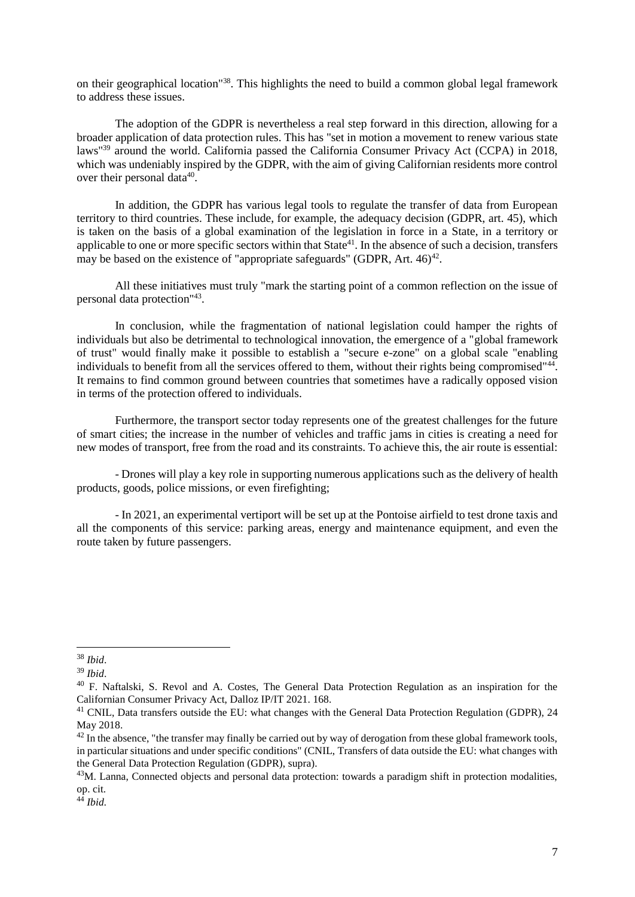on their geographical location"[38]. This highlights the need to build a common global legal framework to address these issues.

The adoption of the GDPR is nevertheless a real step forward in this direction, allowing for a broader application of data protection rules. This has "set in motion a movement to renew various state laws"[39] around the world. California passed the California Consumer Privacy Act (CCPA) in 2018, which was undeniably inspired by the GDPR, with the aim of giving Californian residents more control over their personal data[40].

In addition, the GDPR has various legal tools to regulate the transfer of data from European territory to third countries. These include, for example, the adequacy decision (GDPR, art. 45), which is taken on the basis of a global examination of the legislation in force in a State, in a territory or applicable to one or more specific sectors within that State[41]. In the absence of such a decision, transfers may be based on the existence of "appropriate safeguards" (GDPR, Art. 46)[42].

All these initiatives must truly "mark the starting point of a common reflection on the issue of personal data protection"[43].

In conclusion, while the fragmentation of national legislation could hamper the rights of individuals but also be detrimental to technological innovation, the emergence of a "global framework of trust" would finally make it possible to establish a "secure e-zone" on a global scale "enabling individuals to benefit from all the services offered to them, without their rights being compromised"[44]. It remains to find common ground between countries that sometimes have a radically opposed vision in terms of the protection offered to individuals.

Furthermore, the transport sector today represents one of the greatest challenges for the future of smart cities; the increase in the number of vehicles and traffic jams in cities is creating a need for new modes of transport, free from the road and its constraints. To achieve this, the air route is essential:

- Drones will play a key role in supporting numerous applications such as the delivery of health products, goods, police missions, or even firefighting;

- In 2021, an experimental vertiport will be set up at the Pontoise airfield to test drone taxis and all the components of this service: parking areas, energy and maintenance equipment, and even the route taken by future passengers.

---

[38] *Ibid*.

[39] *Ibid*.

[40] F. Naftalski, S. Revol and A. Costes, The General Data Protection Regulation as an inspiration for the Californian Consumer Privacy Act, Dalloz IP/IT 2021. 168.

[41] CNIL, Data transfers outside the EU: what changes with the General Data Protection Regulation (GDPR), 24 May 2018.

[42] In the absence, "the transfer may finally be carried out by way of derogation from these global framework tools, in particular situations and under specific conditions" (CNIL, Transfers of data outside the EU: what changes with the General Data Protection Regulation (GDPR), supra).

[43] M. Lanna, Connected objects and personal data protection: towards a paradigm shift in protection modalities, op. cit.

[44] *Ibid.*